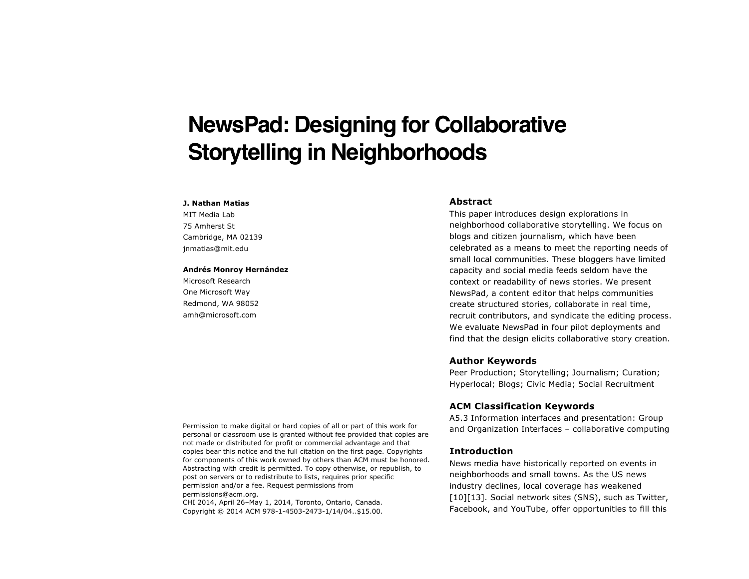# NewsPad: Designing for Collaborative Storytelling in Neighborhoods

**J. Nathan Matias**
MIT Media Lab
75 Amherst St
Cambridge, MA 02139
jnmatias@mit.edu

**Andrés Monroy Hernández**
Microsoft Research
One Microsoft Way
Redmond, WA 98052
amh@microsoft.com

Permission to make digital or hard copies of all or part of this work for personal or classroom use is granted without fee provided that copies are not made or distributed for profit or commercial advantage and that copies bear this notice and the full citation on the first page. Copyrights for components of this work owned by others than ACM must be honored. Abstracting with credit is permitted. To copy otherwise, or republish, to post on servers or to redistribute to lists, requires prior specific permission and/or a fee. Request permissions from permissions@acm.org.
CHI 2014, April 26–May 1, 2014, Toronto, Ontario, Canada.
Copyright © 2014 ACM 978-1-4503-2473-1/14/04..$15.00.

## Abstract

This paper introduces design explorations in neighborhood collaborative storytelling. We focus on blogs and citizen journalism, which have been celebrated as a means to meet the reporting needs of small local communities. These bloggers have limited capacity and social media feeds seldom have the context or readability of news stories. We present NewsPad, a content editor that helps communities create structured stories, collaborate in real time, recruit contributors, and syndicate the editing process. We evaluate NewsPad in four pilot deployments and find that the design elicits collaborative story creation.

## Author Keywords

Peer Production; Storytelling; Journalism; Curation; Hyperlocal; Blogs; Civic Media; Social Recruitment

## ACM Classification Keywords

A5.3 Information interfaces and presentation: Group and Organization Interfaces – collaborative computing

## Introduction

News media have historically reported on events in neighborhoods and small towns. As the US news industry declines, local coverage has weakened [10][13]. Social network sites (SNS), such as Twitter, Facebook, and YouTube, offer opportunities to fill this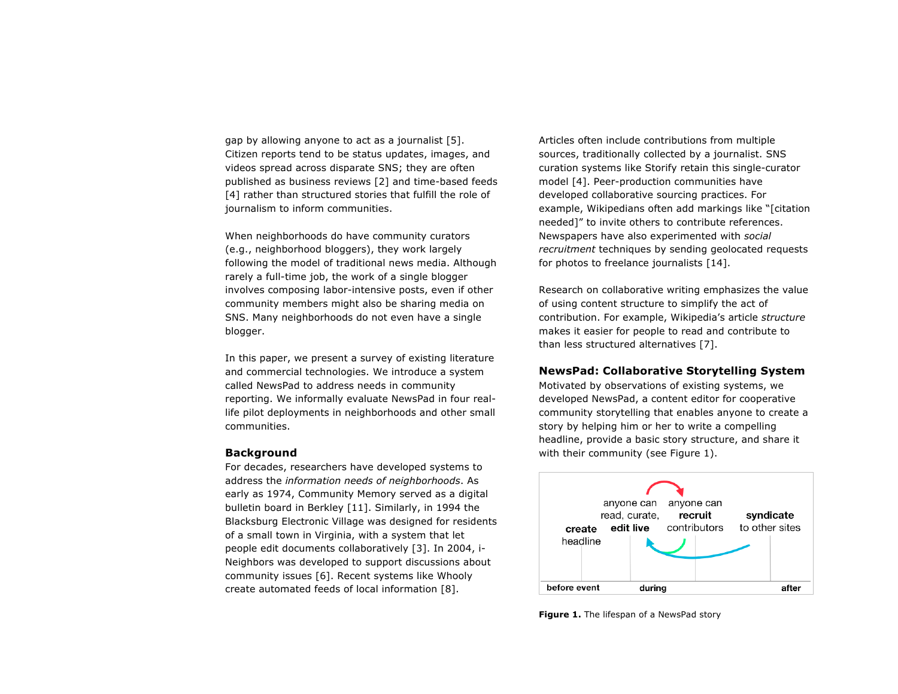gap by allowing anyone to act as a journalist [5]. Citizen reports tend to be status updates, images, and videos spread across disparate SNS; they are often published as business reviews [2] and time-based feeds [4] rather than structured stories that fulfill the role of journalism to inform communities.

When neighborhoods do have community curators (e.g., neighborhood bloggers), they work largely following the model of traditional news media. Although rarely a full-time job, the work of a single blogger involves composing labor-intensive posts, even if other community members might also be sharing media on SNS. Many neighborhoods do not even have a single blogger.

In this paper, we present a survey of existing literature and commercial technologies. We introduce a system called NewsPad to address needs in community reporting. We informally evaluate NewsPad in four real-life pilot deployments in neighborhoods and other small communities.

## Background

For decades, researchers have developed systems to address the *information needs of neighborhoods*. As early as 1974, Community Memory served as a digital bulletin board in Berkley [11]. Similarly, in 1994 the Blacksburg Electronic Village was designed for residents of a small town in Virginia, with a system that let people edit documents collaboratively [3]. In 2004, i-Neighbors was developed to support discussions about community issues [6]. Recent systems like Whooly create automated feeds of local information [8].

Articles often include contributions from multiple sources, traditionally collected by a journalist. SNS curation systems like Storify retain this single-curator model [4]. Peer-production communities have developed collaborative sourcing practices. For example, Wikipedians often add markings like "[citation needed]" to invite others to contribute references. Newspapers have also experimented with *social recruitment* techniques by sending geolocated requests for photos to freelance journalists [14].

Research on collaborative writing emphasizes the value of using content structure to simplify the act of contribution. For example, Wikipedia's article *structure* makes it easier for people to read and contribute to than less structured alternatives [7].

## NewsPad: Collaborative Storytelling System

Motivated by observations of existing systems, we developed NewsPad, a content editor for cooperative community storytelling that enables anyone to create a story by helping him or her to write a compelling headline, provide a basic story structure, and share it with their community (see Figure 1).

**create** headline — anyone can read, curate, **edit live** — anyone can **recruit** contributors — **syndicate** to other sites

before event — during — after

**Figure 1.** The lifespan of a NewsPad story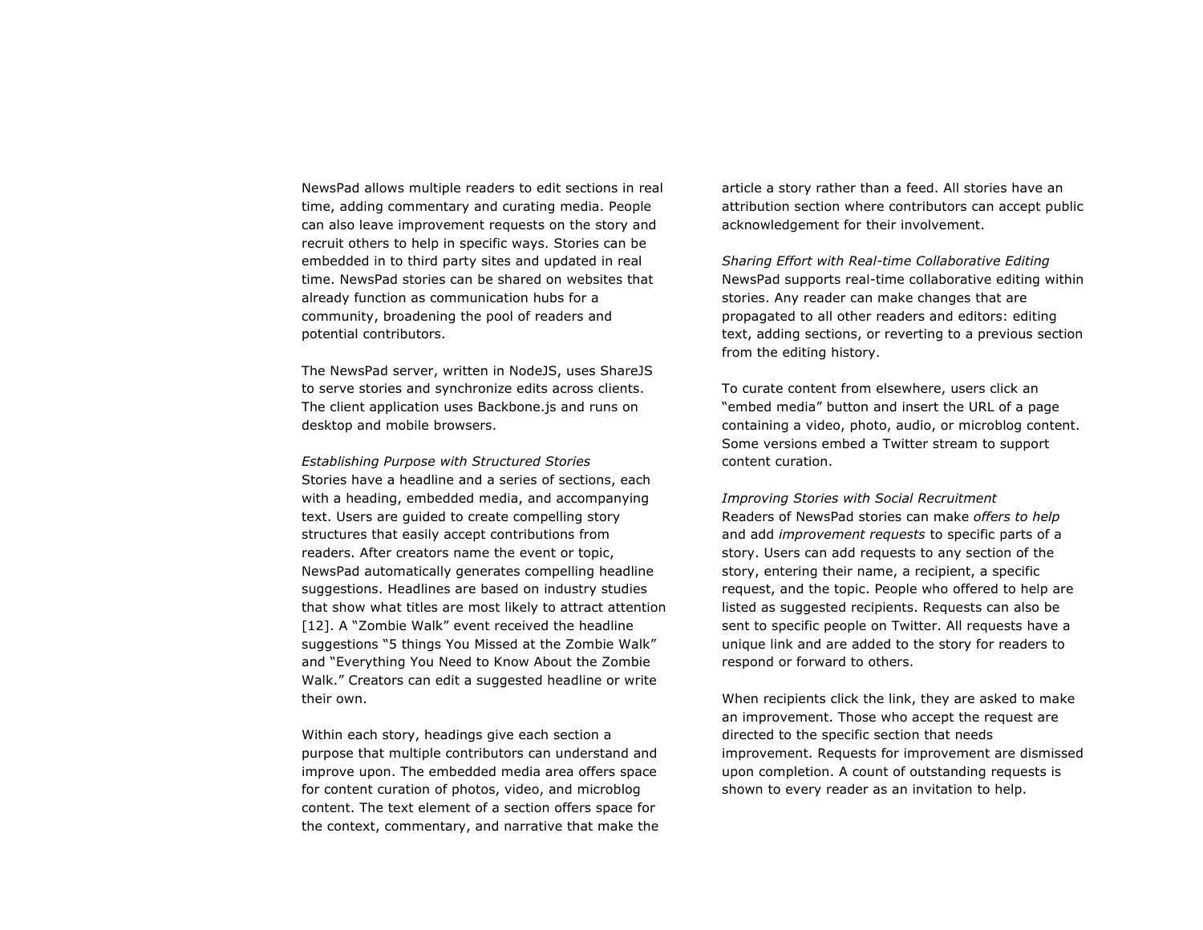NewsPad allows multiple readers to edit sections in real time, adding commentary and curating media. People can also leave improvement requests on the story and recruit others to help in specific ways. Stories can be embedded in to third party sites and updated in real time. NewsPad stories can be shared on websites that already function as communication hubs for a community, broadening the pool of readers and potential contributors.

The NewsPad server, written in NodeJS, uses ShareJS to serve stories and synchronize edits across clients. The client application uses Backbone.js and runs on desktop and mobile browsers.

*Establishing Purpose with Structured Stories*

Stories have a headline and a series of sections, each with a heading, embedded media, and accompanying text. Users are guided to create compelling story structures that easily accept contributions from readers. After creators name the event or topic, NewsPad automatically generates compelling headline suggestions. Headlines are based on industry studies that show what titles are most likely to attract attention [12]. A "Zombie Walk" event received the headline suggestions "5 things You Missed at the Zombie Walk" and "Everything You Need to Know About the Zombie Walk." Creators can edit a suggested headline or write their own.

Within each story, headings give each section a purpose that multiple contributors can understand and improve upon. The embedded media area offers space for content curation of photos, video, and microblog content. The text element of a section offers space for the context, commentary, and narrative that make the article a story rather than a feed. All stories have an attribution section where contributors can accept public acknowledgement for their involvement.

*Sharing Effort with Real-time Collaborative Editing*

NewsPad supports real-time collaborative editing within stories. Any reader can make changes that are propagated to all other readers and editors: editing text, adding sections, or reverting to a previous section from the editing history.

To curate content from elsewhere, users click an "embed media" button and insert the URL of a page containing a video, photo, audio, or microblog content. Some versions embed a Twitter stream to support content curation.

*Improving Stories with Social Recruitment*

Readers of NewsPad stories can make *offers to help* and add *improvement requests* to specific parts of a story. Users can add requests to any section of the story, entering their name, a recipient, a specific request, and the topic. People who offered to help are listed as suggested recipients. Requests can also be sent to specific people on Twitter. All requests have a unique link and are added to the story for readers to respond or forward to others.

When recipients click the link, they are asked to make an improvement. Those who accept the request are directed to the specific section that needs improvement. Requests for improvement are dismissed upon completion. A count of outstanding requests is shown to every reader as an invitation to help.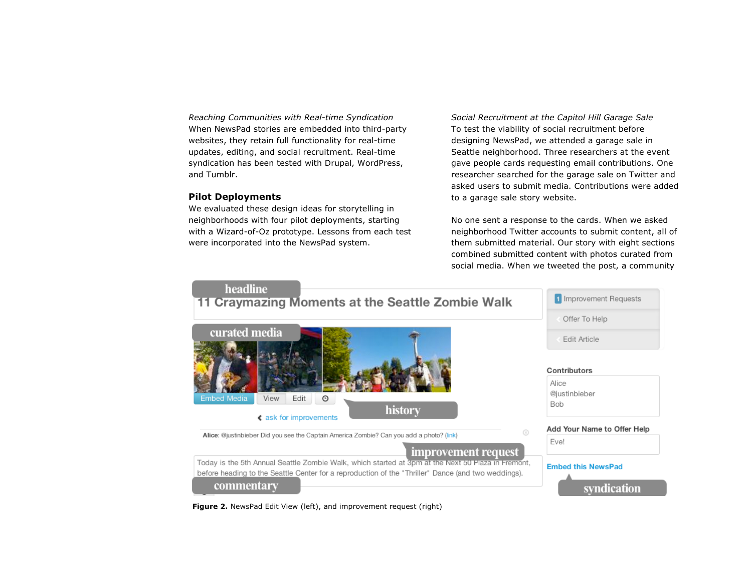*Reaching Communities with Real-time Syndication*
When NewsPad stories are embedded into third-party websites, they retain full functionality for real-time updates, editing, and social recruitment. Real-time syndication has been tested with Drupal, WordPress, and Tumblr.

### Pilot Deployments

We evaluated these design ideas for storytelling in neighborhoods with four pilot deployments, starting with a Wizard-of-Oz prototype. Lessons from each test were incorporated into the NewsPad system.

*Social Recruitment at the Capitol Hill Garage Sale*
To test the viability of social recruitment before designing NewsPad, we attended a garage sale in Seattle neighborhood. Three researchers at the event gave people cards requesting email contributions. One researcher searched for the garage sale on Twitter and asked users to submit media. Contributions were added to a garage sale story website.

No one sent a response to the cards. When we asked neighborhood Twitter accounts to submit content, all of them submitted material. Our story with eight sections combined submitted content with photos curated from social media. When we tweeted the post, a community

**Figure 2.** NewsPad Edit View (left), and improvement request (right)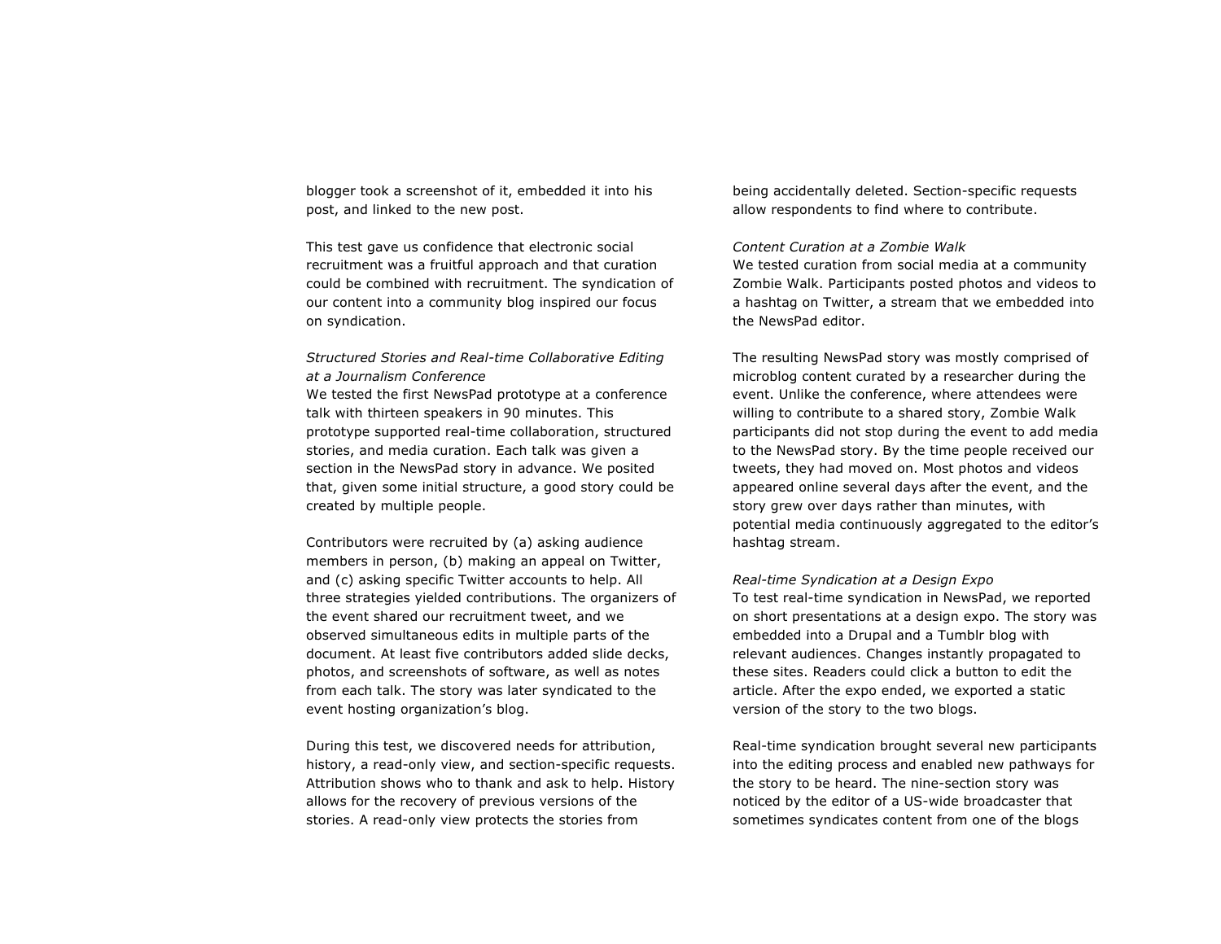blogger took a screenshot of it, embedded it into his post, and linked to the new post.

This test gave us confidence that electronic social recruitment was a fruitful approach and that curation could be combined with recruitment. The syndication of our content into a community blog inspired our focus on syndication.

*Structured Stories and Real-time Collaborative Editing at a Journalism Conference*

We tested the first NewsPad prototype at a conference talk with thirteen speakers in 90 minutes. This prototype supported real-time collaboration, structured stories, and media curation. Each talk was given a section in the NewsPad story in advance. We posited that, given some initial structure, a good story could be created by multiple people.

Contributors were recruited by (a) asking audience members in person, (b) making an appeal on Twitter, and (c) asking specific Twitter accounts to help. All three strategies yielded contributions. The organizers of the event shared our recruitment tweet, and we observed simultaneous edits in multiple parts of the document. At least five contributors added slide decks, photos, and screenshots of software, as well as notes from each talk. The story was later syndicated to the event hosting organization's blog.

During this test, we discovered needs for attribution, history, a read-only view, and section-specific requests. Attribution shows who to thank and ask to help. History allows for the recovery of previous versions of the stories. A read-only view protects the stories from being accidentally deleted. Section-specific requests allow respondents to find where to contribute.

*Content Curation at a Zombie Walk*

We tested curation from social media at a community Zombie Walk. Participants posted photos and videos to a hashtag on Twitter, a stream that we embedded into the NewsPad editor.

The resulting NewsPad story was mostly comprised of microblog content curated by a researcher during the event. Unlike the conference, where attendees were willing to contribute to a shared story, Zombie Walk participants did not stop during the event to add media to the NewsPad story. By the time people received our tweets, they had moved on. Most photos and videos appeared online several days after the event, and the story grew over days rather than minutes, with potential media continuously aggregated to the editor's hashtag stream.

*Real-time Syndication at a Design Expo*

To test real-time syndication in NewsPad, we reported on short presentations at a design expo. The story was embedded into a Drupal and a Tumblr blog with relevant audiences. Changes instantly propagated to these sites. Readers could click a button to edit the article. After the expo ended, we exported a static version of the story to the two blogs.

Real-time syndication brought several new participants into the editing process and enabled new pathways for the story to be heard. The nine-section story was noticed by the editor of a US-wide broadcaster that sometimes syndicates content from one of the blogs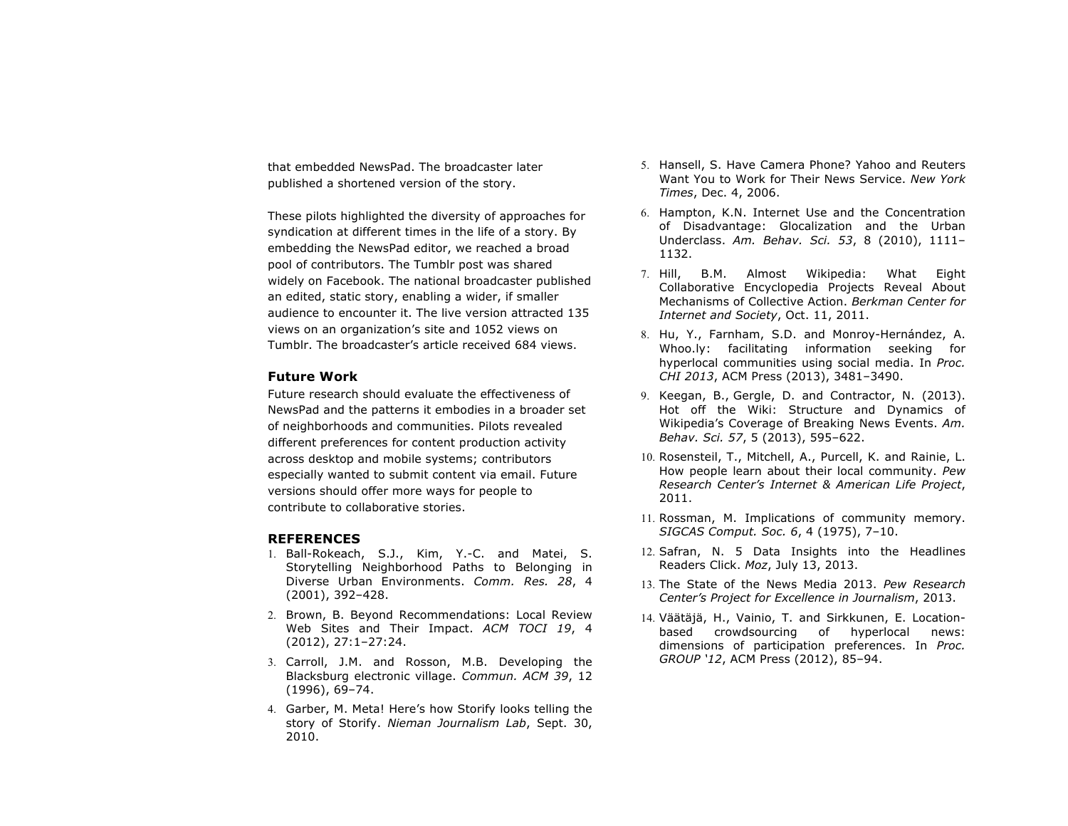that embedded NewsPad. The broadcaster later published a shortened version of the story.

These pilots highlighted the diversity of approaches for syndication at different times in the life of a story. By embedding the NewsPad editor, we reached a broad pool of contributors. The Tumblr post was shared widely on Facebook. The national broadcaster published an edited, static story, enabling a wider, if smaller audience to encounter it. The live version attracted 135 views on an organization's site and 1052 views on Tumblr. The broadcaster's article received 684 views.

## Future Work

Future research should evaluate the effectiveness of NewsPad and the patterns it embodies in a broader set of neighborhoods and communities. Pilots revealed different preferences for content production activity across desktop and mobile systems; contributors especially wanted to submit content via email. Future versions should offer more ways for people to contribute to collaborative stories.

## REFERENCES

1. Ball-Rokeach, S.J., Kim, Y.-C. and Matei, S. Storytelling Neighborhood Paths to Belonging in Diverse Urban Environments. *Comm. Res. 28*, 4 (2001), 392–428.
2. Brown, B. Beyond Recommendations: Local Review Web Sites and Their Impact. *ACM TOCI 19*, 4 (2012), 27:1–27:24.
3. Carroll, J.M. and Rosson, M.B. Developing the Blacksburg electronic village. *Commun. ACM 39*, 12 (1996), 69–74.
4. Garber, M. Meta! Here's how Storify looks telling the story of Storify. *Nieman Journalism Lab*, Sept. 30, 2010.
5. Hansell, S. Have Camera Phone? Yahoo and Reuters Want You to Work for Their News Service. *New York Times*, Dec. 4, 2006.
6. Hampton, K.N. Internet Use and the Concentration of Disadvantage: Glocalization and the Urban Underclass. *Am. Behav. Sci. 53*, 8 (2010), 1111–1132.
7. Hill, B.M. Almost Wikipedia: What Eight Collaborative Encyclopedia Projects Reveal About Mechanisms of Collective Action. *Berkman Center for Internet and Society*, Oct. 11, 2011.
8. Hu, Y., Farnham, S.D. and Monroy-Hernández, A. Whoo.ly: facilitating information seeking for hyperlocal communities using social media. In *Proc. CHI 2013*, ACM Press (2013), 3481–3490.
9. Keegan, B., Gergle, D. and Contractor, N. (2013). Hot off the Wiki: Structure and Dynamics of Wikipedia's Coverage of Breaking News Events. *Am. Behav. Sci. 57*, 5 (2013), 595–622.
10. Rosenstiel, T., Mitchell, A., Purcell, K. and Rainie, L. How people learn about their local community. *Pew Research Center's Internet & American Life Project*, 2011.
11. Rossman, M. Implications of community memory. *SIGCAS Comput. Soc. 6*, 4 (1975), 7–10.
12. Safran, N. 5 Data Insights into the Headlines Readers Click. *Moz*, July 13, 2013.
13. The State of the News Media 2013. *Pew Research Center's Project for Excellence in Journalism*, 2013.
14. Väätäjä, H., Vainio, T. and Sirkkunen, E. Location-based crowdsourcing of hyperlocal news: dimensions of participation preferences. In *Proc. GROUP '12*, ACM Press (2012), 85–94.